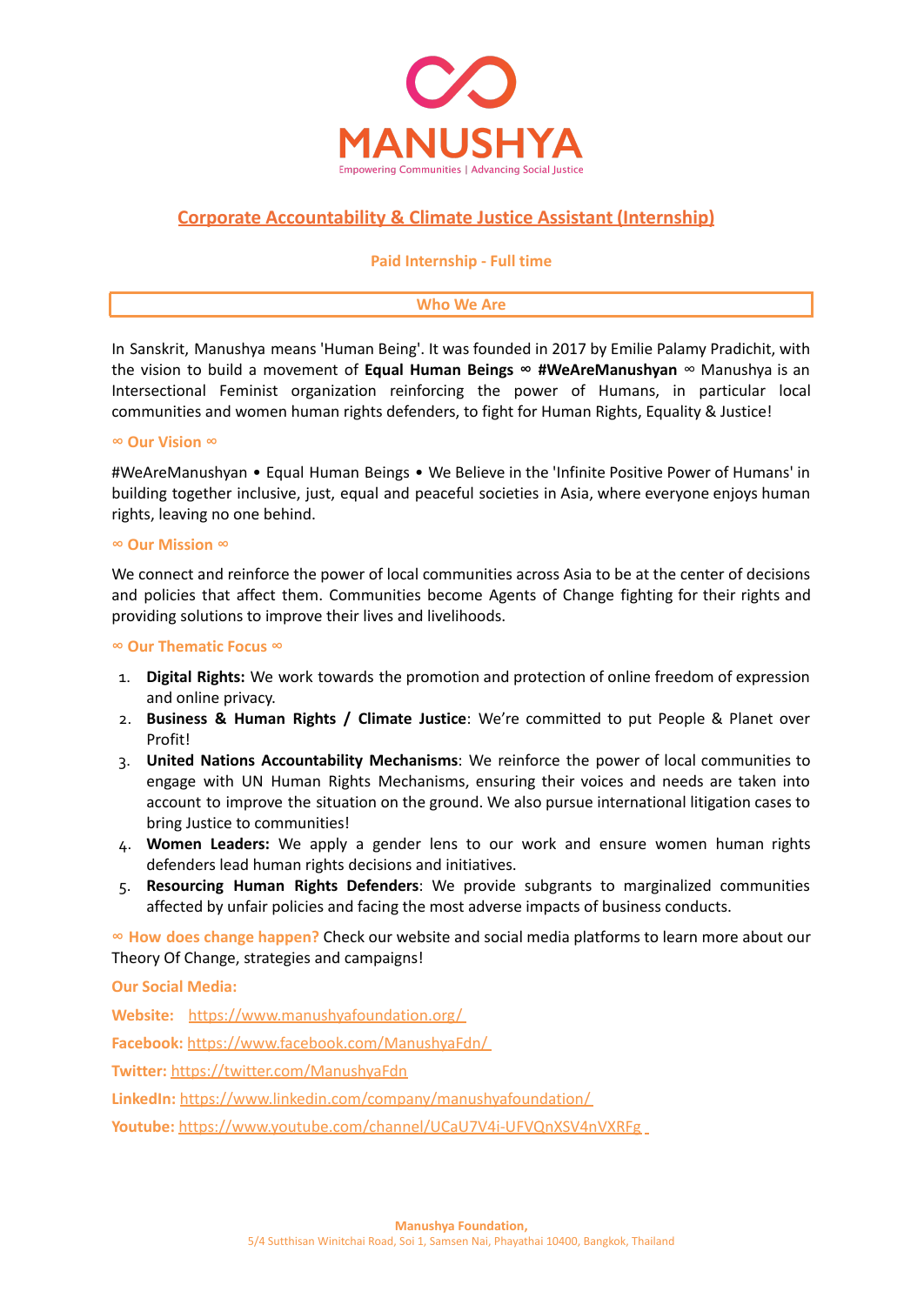# MANUSHYA

Empowering Communities | Advancing Social Justice

## Corporate Accountability & Climate Justice Assistant (Internship)

**Paid Internship - Full time**

### Who We Are

In Sanskrit, Manushya means 'Human Being'. It was founded in 2017 by Emilie Palamy Pradichit, with the vision to build a movement of **Equal Human Beings ∞ #WeAreManushyan** ∞ Manushya is an Intersectional Feminist organization reinforcing the power of Humans, in particular local communities and women human rights defenders, to fight for Human Rights, Equality & Justice!

**∞ Our Vision ∞**

#WeAreManushyan • Equal Human Beings • We Believe in the 'Infinite Positive Power of Humans' in building together inclusive, just, equal and peaceful societies in Asia, where everyone enjoys human rights, leaving no one behind.

**∞ Our Mission ∞**

We connect and reinforce the power of local communities across Asia to be at the center of decisions and policies that affect them. Communities become Agents of Change fighting for their rights and providing solutions to improve their lives and livelihoods.

**∞ Our Thematic Focus ∞**

1. **Digital Rights:** We work towards the promotion and protection of online freedom of expression and online privacy.
2. **Business & Human Rights / Climate Justice**: We're committed to put People & Planet over Profit!
3. **United Nations Accountability Mechanisms**: We reinforce the power of local communities to engage with UN Human Rights Mechanisms, ensuring their voices and needs are taken into account to improve the situation on the ground. We also pursue international litigation cases to bring Justice to communities!
4. **Women Leaders:** We apply a gender lens to our work and ensure women human rights defenders lead human rights decisions and initiatives.
5. **Resourcing Human Rights Defenders**: We provide subgrants to marginalized communities affected by unfair policies and facing the most adverse impacts of business conducts.

**∞ How does change happen?** Check our website and social media platforms to learn more about our Theory Of Change, strategies and campaigns!

**Our Social Media:**

**Website:** https://www.manushyafoundation.org/

**Facebook:** https://www.facebook.com/ManushyaFdn/

**Twitter:** https://twitter.com/ManushyaFdn

**LinkedIn:** https://www.linkedin.com/company/manushyafoundation/

**Youtube:** https://www.youtube.com/channel/UCaU7V4i-UFVQnXSV4nVXRFg

**Manushya Foundation,**
5/4 Sutthisan Winitchai Road, Soi 1, Samsen Nai, Phayathai 10400, Bangkok, Thailand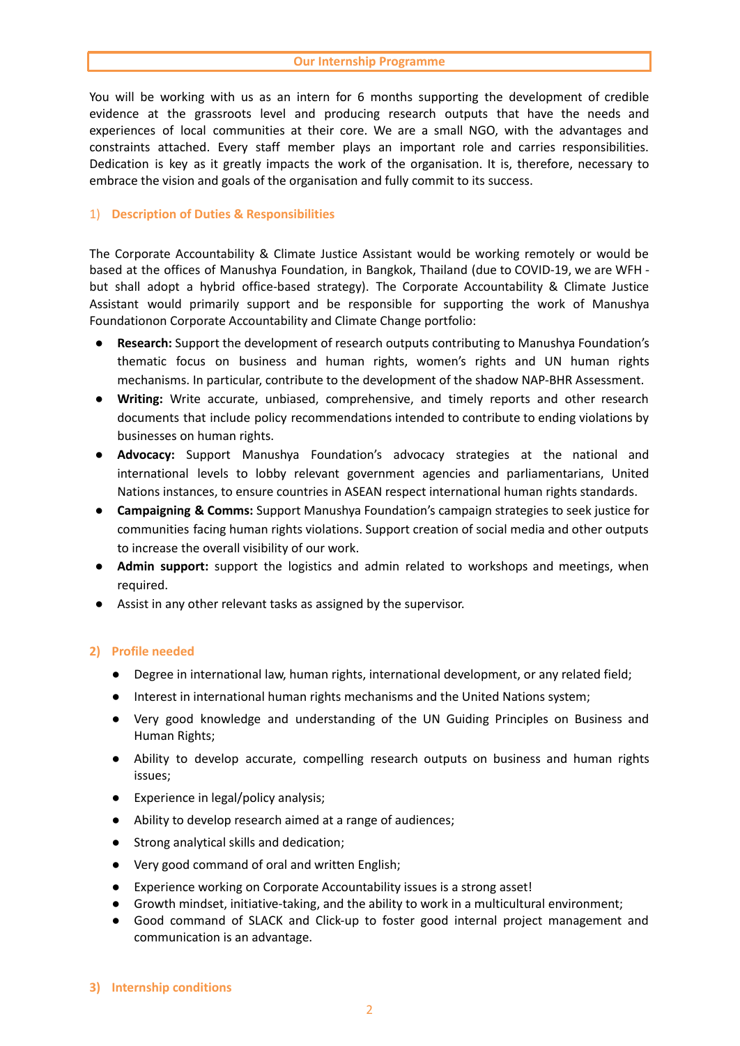## Our Internship Programme

You will be working with us as an intern for 6 months supporting the development of credible evidence at the grassroots level and producing research outputs that have the needs and experiences of local communities at their core. We are a small NGO, with the advantages and constraints attached. Every staff member plays an important role and carries responsibilities. Dedication is key as it greatly impacts the work of the organisation. It is, therefore, necessary to embrace the vision and goals of the organisation and fully commit to its success.

### 1) Description of Duties & Responsibilities

The Corporate Accountability & Climate Justice Assistant would be working remotely or would be based at the offices of Manushya Foundation, in Bangkok, Thailand (due to COVID-19, we are WFH - but shall adopt a hybrid office-based strategy). The Corporate Accountability & Climate Justice Assistant would primarily support and be responsible for supporting the work of Manushya Foundationon Corporate Accountability and Climate Change portfolio:

- **Research:** Support the development of research outputs contributing to Manushya Foundation's thematic focus on business and human rights, women's rights and UN human rights mechanisms. In particular, contribute to the development of the shadow NAP-BHR Assessment.
- **Writing:** Write accurate, unbiased, comprehensive, and timely reports and other research documents that include policy recommendations intended to contribute to ending violations by businesses on human rights.
- **Advocacy:** Support Manushya Foundation's advocacy strategies at the national and international levels to lobby relevant government agencies and parliamentarians, United Nations instances, to ensure countries in ASEAN respect international human rights standards.
- **Campaigning & Comms:** Support Manushya Foundation's campaign strategies to seek justice for communities facing human rights violations. Support creation of social media and other outputs to increase the overall visibility of our work.
- **Admin support:** support the logistics and admin related to workshops and meetings, when required.
- Assist in any other relevant tasks as assigned by the supervisor.

### 2) Profile needed

- Degree in international law, human rights, international development, or any related field;
- Interest in international human rights mechanisms and the United Nations system;
- Very good knowledge and understanding of the UN Guiding Principles on Business and Human Rights;
- Ability to develop accurate, compelling research outputs on business and human rights issues;
- Experience in legal/policy analysis;
- Ability to develop research aimed at a range of audiences;
- Strong analytical skills and dedication;
- Very good command of oral and written English;
- Experience working on Corporate Accountability issues is a strong asset!
- Growth mindset, initiative-taking, and the ability to work in a multicultural environment;
- Good command of SLACK and Click-up to foster good internal project management and communication is an advantage.

### 3) Internship conditions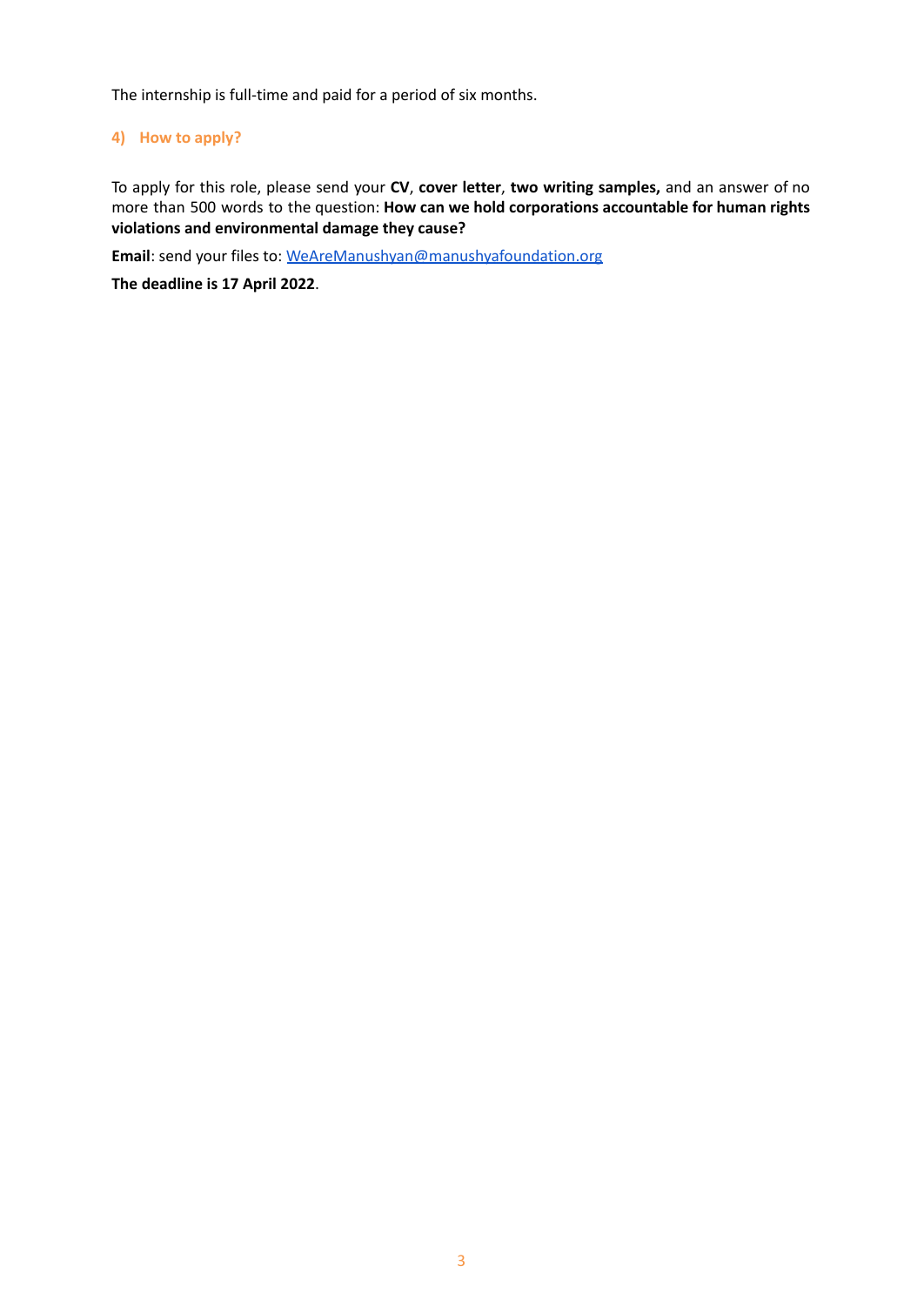The internship is full-time and paid for a period of six months.

## 4) How to apply?

To apply for this role, please send your **CV**, **cover letter**, **two writing samples,** and an answer of no more than 500 words to the question: **How can we hold corporations accountable for human rights violations and environmental damage they cause?**

**Email**: send your files to: [WeAreManushyan@manushyafoundation.org](mailto:WeAreManushyan@manushyafoundation.org)

**The deadline is 17 April 2022**.